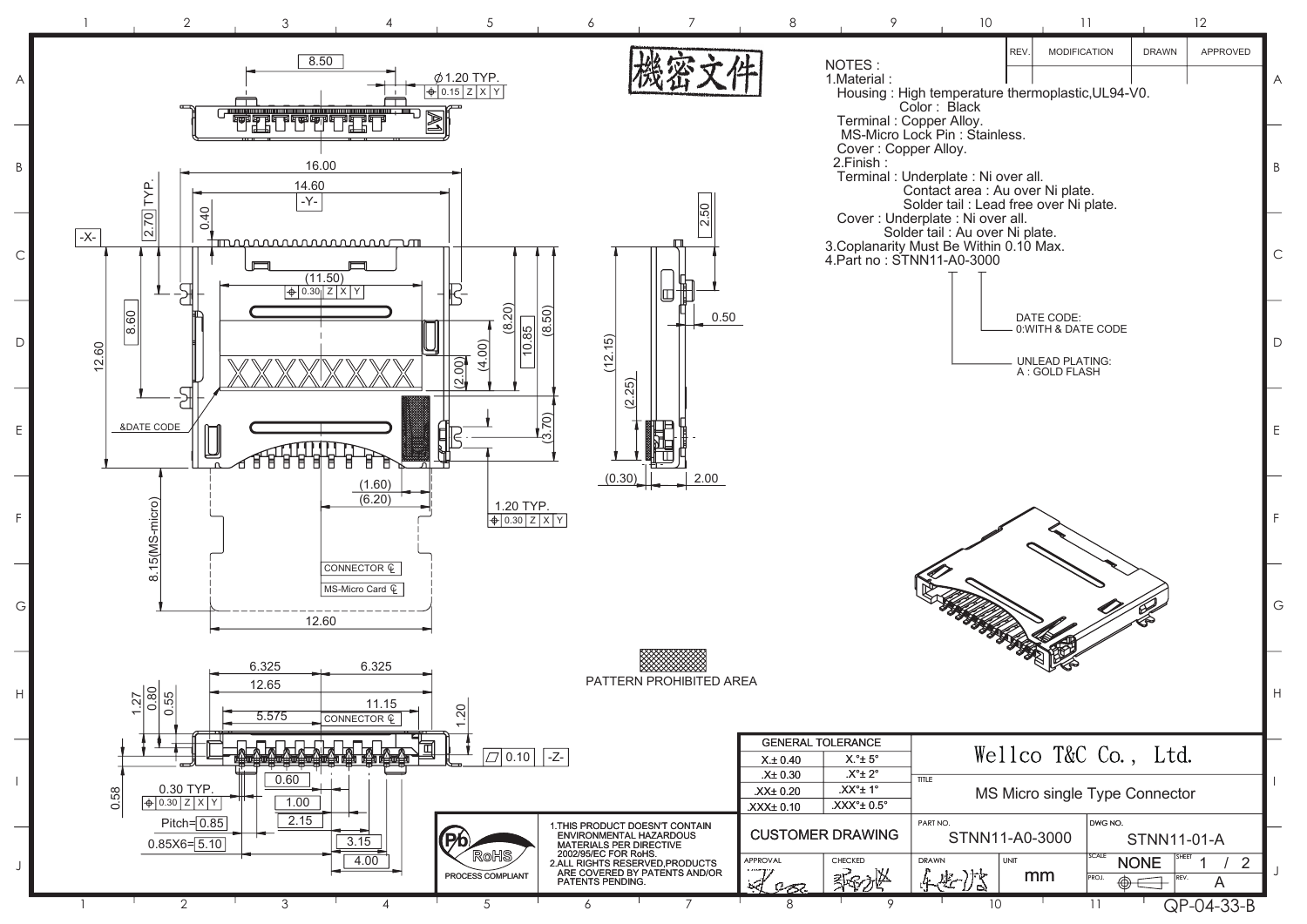機密文件

NOTES :

1.Material :
  Housing : High temperature thermoplastic,UL94-V0.
  Color : Black
  Terminal : Copper Alloy.
  MS-Micro Lock Pin : Stainless.
  Cover : Copper Alloy.

2.Finish :
  Terminal : Underplate : Ni over all.
  Contact area : Au over Ni plate.
  Solder tail : Lead free over Ni plate.
  Cover : Underplate : Ni over all.
  Solder tail : Au over Ni plate.

3.Coplanarity Must Be Within 0.10 Max.

4.Part no : STNN11-A0-3000

DATE CODE:
0:WITH & DATE CODE

UNLEAD PLATING:
A : GOLD FLASH

| REV. | MODIFICATION | DRAWN | APPROVED |
|---|---|---|---|
| | | | |

PATTERN PROHIBITED AREA

1.THIS PRODUCT DOESN'T CONTAIN ENVIRONMENTAL HAZARDOUS MATERIALS PER DIRECTIVE 2002/95/EC FOR RoHS.
2.ALL RIGHTS RESERVED,PRODUCTS ARE COVERED BY PATENTS AND/OR PATENTS PENDING.

RoHS PROCESS COMPLIANT

| GENERAL TOLERANCE | |
|---|---|
| X.± 0.40 | X.°± 5° |
| .X± 0.30 | .X°± 2° |
| .XX± 0.20 | .XX°± 1° |
| .XXX± 0.10 | .XXX°± 0.5° |

CUSTOMER DRAWING

Wellco T&C Co., Ltd.

TITLE: MS Micro single Type Connector

| PART NO. | DWG NO. | SCALE | SHEET | UNIT | REV. |
|---|---|---|---|---|---|
| STNN11-A0-3000 | STNN11-01-A | NONE | 1 / 2 | mm | A |

APPROVAL | CHECKED | DRAWN

QP-04-33-B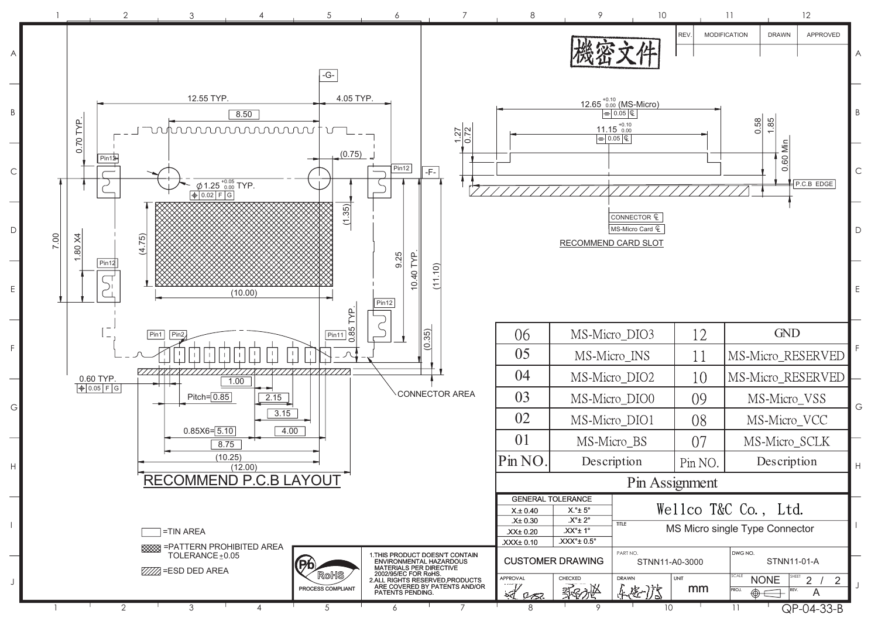機密文件

| REV. | MODIFICATION | DRAWN | APPROVED |
|---|---|---|---|

## RECOMMEND P.C.B LAYOUT

12.55 TYP.
4.05 TYP.
8.50
0.70 TYP.
(0.75)
-G-
-F-
Pin12
$\phi$1.25 $^{+0.05}_{0.00}$ TYP.
0.02 F G
7.00
1.80 X4
(4.75)
(1.35)
9.25
10.40 TYP.
(11.10)
(10.00)
0.85 TYP.
(0.35)
Pin1 Pin2 Pin11
0.60 TYP.
0.05 F G
1.00
Pitch= 0.85
2.15
3.15
0.85X6= 5.10
4.00
8.75
(10.25)
(12.00)
CONNECTOR AREA

## RECOMMEND CARD SLOT

12.65 $^{+0.10}_{0.00}$ (MS-Micro)
0.05 C
11.15 $^{+0.10}_{0.00}$
0.05 C
1.27
0.72
0.58
1.85
0.60 Min
P.C.B EDGE
CONNECTOR C
MS-Micro Card C

## Pin Assignment

| Pin NO. | Description | Pin NO. | Description |
|---|---|---|---|
| 01 | MS-Micro_BS | 07 | MS-Micro_SCLK |
| 02 | MS-Micro_DIO1 | 08 | MS-Micro_VCC |
| 03 | MS-Micro_DIO0 | 09 | MS-Micro_VSS |
| 04 | MS-Micro_DIO2 | 10 | MS-Micro_RESERVED |
| 05 | MS-Micro_INS | 11 | MS-Micro_RESERVED |
| 06 | MS-Micro_DIO3 | 12 | GND |

□ =TIN AREA

▩ =PATTERN PROHIBITED AREA TOLERANCE ±0.05

▨ =ESD DED AREA

Pb RoHS PROCESS COMPLIANT

1. THIS PRODUCT DOESN'T CONTAIN ENVIRONMENTAL HAZARDOUS MATERIALS PER DIRECTIVE 2002/95/EC FOR RoHS.
2. ALL RIGHTS RESERVED.PRODUCTS ARE COVERED BY PATENTS AND/OR PATENTS PENDING.

| GENERAL TOLERANCE | |
|---|---|
| X.± 0.40 | X.°± 5° |
| .X± 0.30 | .X°± 2° |
| .XX± 0.20 | .XX°± 1° |
| .XXX± 0.10 | .XXX°± 0.5° |

Wellco T&C Co., Ltd.

TITLE: MS Micro single Type Connector

CUSTOMER DRAWING

PART NO.: STNN11-A0-3000

DWG NO.: STNN11-01-A

SCALE: NONE

SHEET: 2 / 2

UNIT: mm

REV.: A

APPROVAL / CHECKED / DRAWN

QP-04-33-B